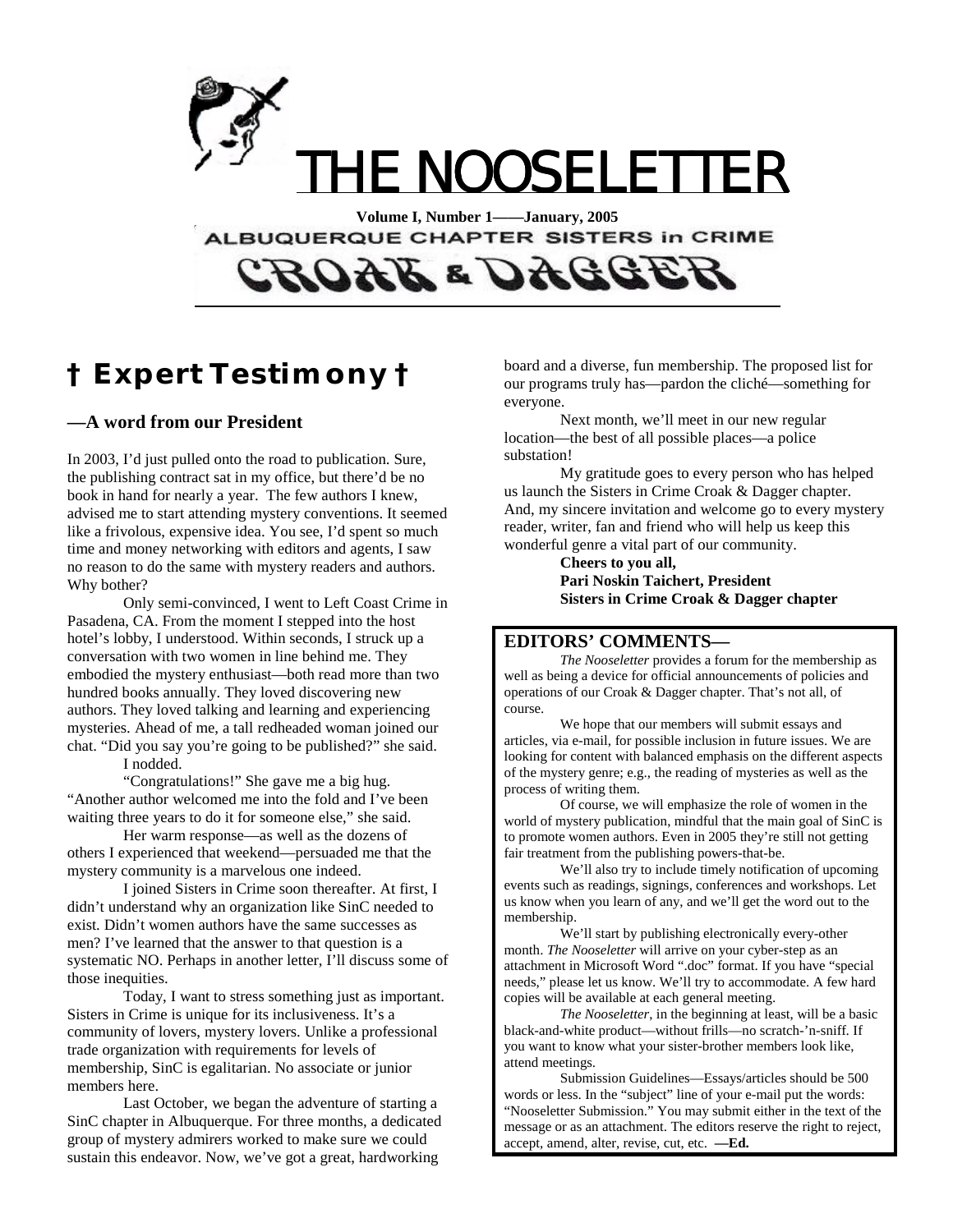# THE NOOSELETTER

**Volume I, Number 1——January, 2005**

ALBUQUERQUE CHAPTER SISTERS in CRIME

CROAK & DAGGER

## † Expert Testimony †

### —A word from our President

In 2003, I'd just pulled onto the road to publication. Sure, the publishing contract sat in my office, but there'd be no book in hand for nearly a year. The few authors I knew, advised me to start attending mystery conventions. It seemed like a frivolous, expensive idea. You see, I'd spent so much time and money networking with editors and agents, I saw no reason to do the same with mystery readers and authors. Why bother?

Only semi-convinced, I went to Left Coast Crime in Pasadena, CA. From the moment I stepped into the host hotel's lobby, I understood. Within seconds, I struck up a conversation with two women in line behind me. They embodied the mystery enthusiast—both read more than two hundred books annually. They loved discovering new authors. They loved talking and learning and experiencing mysteries. Ahead of me, a tall redheaded woman joined our chat. "Did you say you're going to be published?" she said.

I nodded.

"Congratulations!" She gave me a big hug. "Another author welcomed me into the fold and I've been waiting three years to do it for someone else," she said.

Her warm response—as well as the dozens of others I experienced that weekend—persuaded me that the mystery community is a marvelous one indeed.

I joined Sisters in Crime soon thereafter. At first, I didn't understand why an organization like SinC needed to exist. Didn't women authors have the same successes as men? I've learned that the answer to that question is a systematic NO. Perhaps in another letter, I'll discuss some of those inequities.

Today, I want to stress something just as important. Sisters in Crime is unique for its inclusiveness. It's a community of lovers, mystery lovers. Unlike a professional trade organization with requirements for levels of membership, SinC is egalitarian. No associate or junior members here.

Last October, we began the adventure of starting a SinC chapter in Albuquerque. For three months, a dedicated group of mystery admirers worked to make sure we could sustain this endeavor. Now, we've got a great, hardworking board and a diverse, fun membership. The proposed list for our programs truly has—pardon the cliché—something for everyone.

Next month, we'll meet in our new regular location—the best of all possible places—a police substation!

My gratitude goes to every person who has helped us launch the Sisters in Crime Croak & Dagger chapter. And, my sincere invitation and welcome go to every mystery reader, writer, fan and friend who will help us keep this wonderful genre a vital part of our community.

**Cheers to you all,**
**Pari Noskin Taichert, President**
**Sisters in Crime Croak & Dagger chapter**

### EDITORS' COMMENTS—

*The Nooseletter* provides a forum for the membership as well as being a device for official announcements of policies and operations of our Croak & Dagger chapter. That's not all, of course.

We hope that our members will submit essays and articles, via e-mail, for possible inclusion in future issues. We are looking for content with balanced emphasis on the different aspects of the mystery genre; e.g., the reading of mysteries as well as the process of writing them.

Of course, we will emphasize the role of women in the world of mystery publication, mindful that the main goal of SinC is to promote women authors. Even in 2005 they're still not getting fair treatment from the publishing powers-that-be.

We'll also try to include timely notification of upcoming events such as readings, signings, conferences and workshops. Let us know when you learn of any, and we'll get the word out to the membership.

We'll start by publishing electronically every-other month. *The Nooseletter* will arrive on your cyber-step as an attachment in Microsoft Word ".doc" format. If you have "special needs," please let us know. We'll try to accommodate. A few hard copies will be available at each general meeting.

*The Nooseletter*, in the beginning at least, will be a basic black-and-white product—without frills—no scratch-'n-sniff. If you want to know what your sister-brother members look like, attend meetings.

Submission Guidelines—Essays/articles should be 500 words or less. In the "subject" line of your e-mail put the words: "Nooseletter Submission." You may submit either in the text of the message or as an attachment. The editors reserve the right to reject, accept, amend, alter, revise, cut, etc. **—Ed.**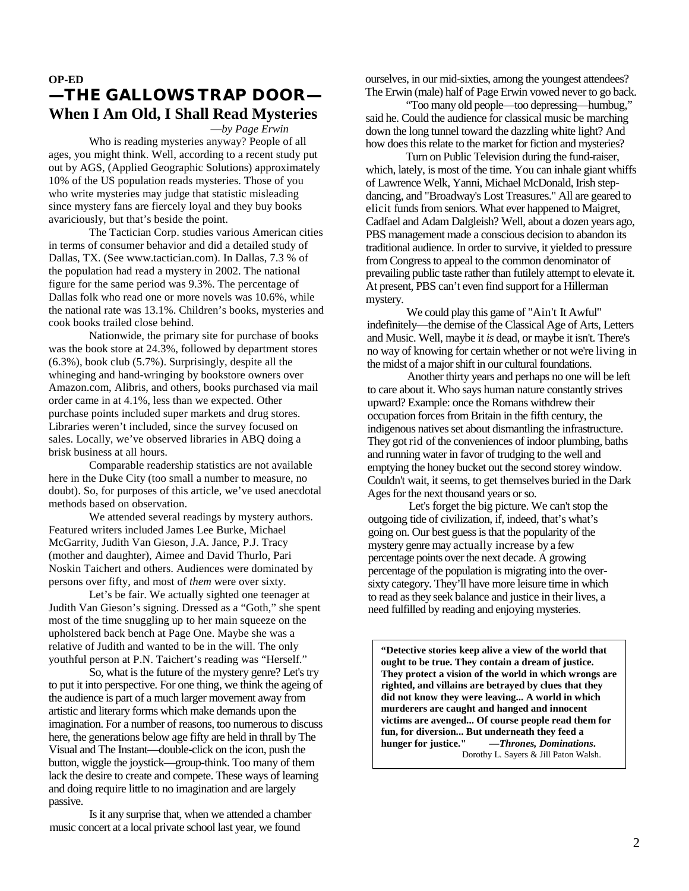**OP-ED**

# —THE GALLOWS TRAP DOOR—

## When I Am Old, I Shall Read Mysteries

*—by Page Erwin*

Who is reading mysteries anyway? People of all ages, you might think. Well, according to a recent study put out by AGS, (Applied Geographic Solutions) approximately 10% of the US population reads mysteries. Those of you who write mysteries may judge that statistic misleading since mystery fans are fiercely loyal and they buy books avariciously, but that's beside the point.

The Tactician Corp. studies various American cities in terms of consumer behavior and did a detailed study of Dallas, TX. (See www.tactician.com). In Dallas, 7.3 % of the population had read a mystery in 2002. The national figure for the same period was 9.3%. The percentage of Dallas folk who read one or more novels was 10.6%, while the national rate was 13.1%. Children's books, mysteries and cook books trailed close behind.

Nationwide, the primary site for purchase of books was the book store at 24.3%, followed by department stores (6.3%), book club (5.7%). Surprisingly, despite all the whineging and hand-wringing by bookstore owners over Amazon.com, Alibris, and others, books purchased via mail order came in at 4.1%, less than we expected. Other purchase points included super markets and drug stores. Libraries weren't included, since the survey focused on sales. Locally, we've observed libraries in ABQ doing a brisk business at all hours.

Comparable readership statistics are not available here in the Duke City (too small a number to measure, no doubt). So, for purposes of this article, we've used anecdotal methods based on observation.

We attended several readings by mystery authors. Featured writers included James Lee Burke, Michael McGarrity, Judith Van Gieson, J.A. Jance, P.J. Tracy (mother and daughter), Aimee and David Thurlo, Pari Noskin Taichert and others. Audiences were dominated by persons over fifty, and most of *them* were over sixty.

Let's be fair. We actually sighted one teenager at Judith Van Gieson's signing. Dressed as a "Goth," she spent most of the time snuggling up to her main squeeze on the upholstered back bench at Page One. Maybe she was a relative of Judith and wanted to be in the will. The only youthful person at P.N. Taichert's reading was "Herself."

So, what is the future of the mystery genre? Let's try to put it into perspective. For one thing, we think the ageing of the audience is part of a much larger movement away from artistic and literary forms which make demands upon the imagination. For a number of reasons, too numerous to discuss here, the generations below age fifty are held in thrall by The Visual and The Instant—double-click on the icon, push the button, wiggle the joystick—group-think. Too many of them lack the desire to create and compete. These ways of learning and doing require little to no imagination and are largely passive.

Is it any surprise that, when we attended a chamber music concert at a local private school last year, we found ourselves, in our mid-sixties, among the youngest attendees? The Erwin (male) half of Page Erwin vowed never to go back.

"Too many old people—too depressing—humbug," said he. Could the audience for classical music be marching down the long tunnel toward the dazzling white light? And how does this relate to the market for fiction and mysteries?

Turn on Public Television during the fund-raiser, which, lately, is most of the time. You can inhale giant whiffs of Lawrence Welk, Yanni, Michael McDonald, Irish step-dancing, and "Broadway's Lost Treasures." All are geared to elicit funds from seniors. What ever happened to Maigret, Cadfael and Adam Dalgleish? Well, about a dozen years ago, PBS management made a conscious decision to abandon its traditional audience. In order to survive, it yielded to pressure from Congress to appeal to the common denominator of prevailing public taste rather than futilely attempt to elevate it. At present, PBS can't even find support for a Hillerman mystery.

We could play this game of "Ain't It Awful" indefinitely—the demise of the Classical Age of Arts, Letters and Music. Well, maybe it *is* dead, or maybe it isn't. There's no way of knowing for certain whether or not we're living in the midst of a major shift in our cultural foundations.

Another thirty years and perhaps no one will be left to care about it. Who says human nature constantly strives upward? Example: once the Romans withdrew their occupation forces from Britain in the fifth century, the indigenous natives set about dismantling the infrastructure. They got rid of the conveniences of indoor plumbing, baths and running water in favor of trudging to the well and emptying the honey bucket out the second storey window. Couldn't wait, it seems, to get themselves buried in the Dark Ages for the next thousand years or so.

Let's forget the big picture. We can't stop the outgoing tide of civilization, if, indeed, that's what's going on. Our best guess is that the popularity of the mystery genre may actually increase by a few percentage points over the next decade. A growing percentage of the population is migrating into the over-sixty category. They'll have more leisure time in which to read as they seek balance and justice in their lives, a need fulfilled by reading and enjoying mysteries.

> **"Detective stories keep alive a view of the world that ought to be true. They contain a dream of justice. They protect a vision of the world in which wrongs are righted, and villains are betrayed by clues that they did not know they were leaving... A world in which murderers are caught and hanged and innocent victims are avenged... Of course people read them for fun, for diversion... But underneath they feed a hunger for justice."** —***Thrones, Dominations.***
> Dorothy L. Sayers & Jill Paton Walsh.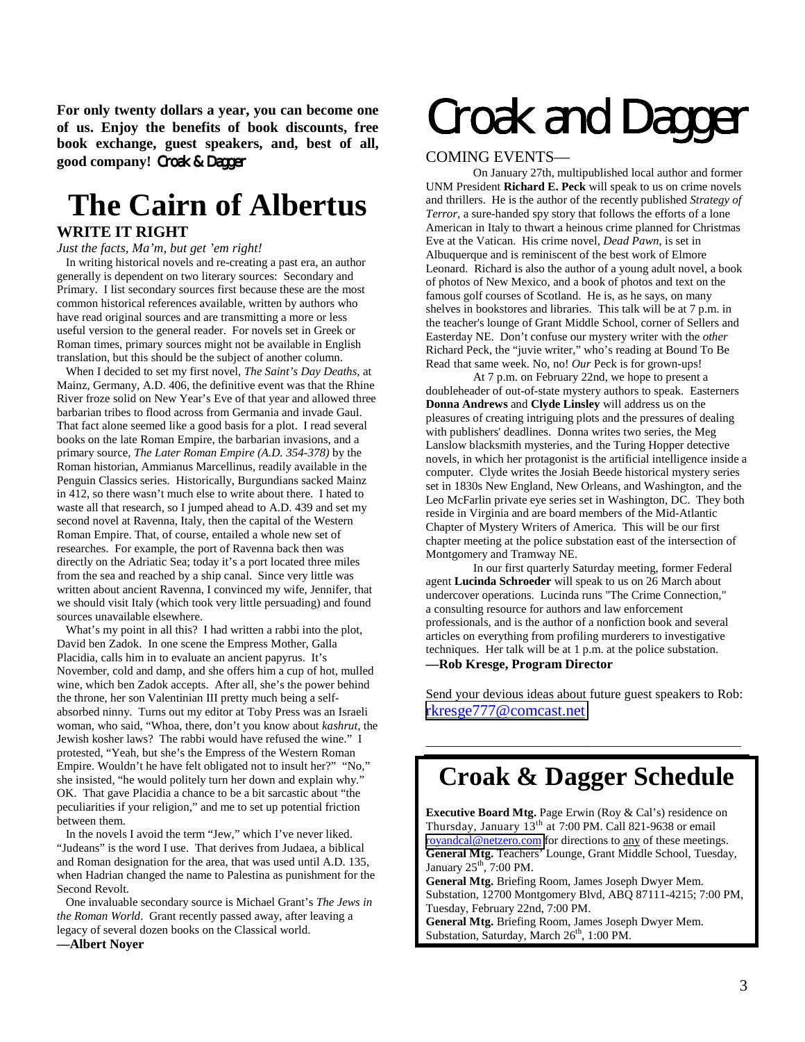**For only twenty dollars a year, you can become one of us. Enjoy the benefits of book discounts, free book exchange, guest speakers, and, best of all, good company!** Croak & Dagger

# The Cairn of Albertus

## WRITE IT RIGHT

*Just the facts, Ma'm, but get 'em right!*

In writing historical novels and re-creating a past era, an author generally is dependent on two literary sources: Secondary and Primary. I list secondary sources first because these are the most common historical references available, written by authors who have read original sources and are transmitting a more or less useful version to the general reader. For novels set in Greek or Roman times, primary sources might not be available in English translation, but this should be the subject of another column.

When I decided to set my first novel, *The Saint's Day Deaths*, at Mainz, Germany, A.D. 406, the definitive event was that the Rhine River froze solid on New Year's Eve of that year and allowed three barbarian tribes to flood across from Germania and invade Gaul. That fact alone seemed like a good basis for a plot. I read several books on the late Roman Empire, the barbarian invasions, and a primary source, *The Later Roman Empire (A.D. 354-378)* by the Roman historian, Ammianus Marcellinus, readily available in the Penguin Classics series. Historically, Burgundians sacked Mainz in 412, so there wasn't much else to write about there. I hated to waste all that research, so I jumped ahead to A.D. 439 and set my second novel at Ravenna, Italy, then the capital of the Western Roman Empire. That, of course, entailed a whole new set of researches. For example, the port of Ravenna back then was directly on the Adriatic Sea; today it's a port located three miles from the sea and reached by a ship canal. Since very little was written about ancient Ravenna, I convinced my wife, Jennifer, that we should visit Italy (which took very little persuading) and found sources unavailable elsewhere.

What's my point in all this? I had written a rabbi into the plot, David ben Zadok. In one scene the Empress Mother, Galla Placidia, calls him in to evaluate an ancient papyrus. It's November, cold and damp, and she offers him a cup of hot, mulled wine, which ben Zadok accepts. After all, she's the power behind the throne, her son Valentinian III pretty much being a self-absorbed ninny. Turns out my editor at Toby Press was an Israeli woman, who said, "Whoa, there, don't you know about *kashrut*, the Jewish kosher laws? The rabbi would have refused the wine." I protested, "Yeah, but she's the Empress of the Western Roman Empire. Wouldn't he have felt obligated not to insult her?" "No," she insisted, "he would politely turn her down and explain why." OK. That gave Placidia a chance to be a bit sarcastic about "the peculiarities if your religion," and me to set up potential friction between them.

In the novels I avoid the term "Jew," which I've never liked. "Judeans" is the word I use. That derives from Judaea, a biblical and Roman designation for the area, that was used until A.D. 135, when Hadrian changed the name to Palestina as punishment for the Second Revolt.

One invaluable secondary source is Michael Grant's *The Jews in the Roman World*. Grant recently passed away, after leaving a legacy of several dozen books on the Classical world.

**—Albert Noyer**

# Croak and Dagger

COMING EVENTS—

On January 27th, multipublished local author and former UNM President **Richard E. Peck** will speak to us on crime novels and thrillers. He is the author of the recently published *Strategy of Terror*, a sure-handed spy story that follows the efforts of a lone American in Italy to thwart a heinous crime planned for Christmas Eve at the Vatican. His crime novel, *Dead Pawn*, is set in Albuquerque and is reminiscent of the best work of Elmore Leonard. Richard is also the author of a young adult novel, a book of photos of New Mexico, and a book of photos and text on the famous golf courses of Scotland. He is, as he says, on many shelves in bookstores and libraries. This talk will be at 7 p.m. in the teacher's lounge of Grant Middle School, corner of Sellers and Easterday NE. Don't confuse our mystery writer with the *other* Richard Peck, the "juvie writer," who's reading at Bound To Be Read that same week. No, no! *Our* Peck is for grown-ups!

At 7 p.m. on February 22nd, we hope to present a doubleheader of out-of-state mystery authors to speak. Easterners **Donna Andrews** and **Clyde Linsley** will address us on the pleasures of creating intriguing plots and the pressures of dealing with publishers' deadlines. Donna writes two series, the Meg Lanslow blacksmith mysteries, and the Turing Hopper detective novels, in which her protagonist is the artificial intelligence inside a computer. Clyde writes the Josiah Beede historical mystery series set in 1830s New England, New Orleans, and Washington, and the Leo McFarlin private eye series set in Washington, DC. They both reside in Virginia and are board members of the Mid-Atlantic Chapter of Mystery Writers of America. This will be our first chapter meeting at the police substation east of the intersection of Montgomery and Tramway NE.

In our first quarterly Saturday meeting, former Federal agent **Lucinda Schroeder** will speak to us on 26 March about undercover operations. Lucinda runs "The Crime Connection," a consulting resource for authors and law enforcement professionals, and is the author of a nonfiction book and several articles on everything from profiling murderers to investigative techniques. Her talk will be at 1 p.m. at the police substation.

**—Rob Kresge, Program Director**

Send your devious ideas about future guest speakers to Rob: rkresge777@comcast.net

---

## Croak & Dagger Schedule

**Executive Board Mtg.** Page Erwin (Roy & Cal's) residence on Thursday, January 13th at 7:00 PM. Call 821-9638 or email royandcal@netzero.com for directions to any of these meetings.

**General Mtg.** Teachers' Lounge, Grant Middle School, Tuesday, January 25th, 7:00 PM.

**General Mtg.** Briefing Room, James Joseph Dwyer Mem. Substation, 12700 Montgomery Blvd, ABQ 87111-4215; 7:00 PM, Tuesday, February 22nd, 7:00 PM.

**General Mtg.** Briefing Room, James Joseph Dwyer Mem. Substation, Saturday, March 26th, 1:00 PM.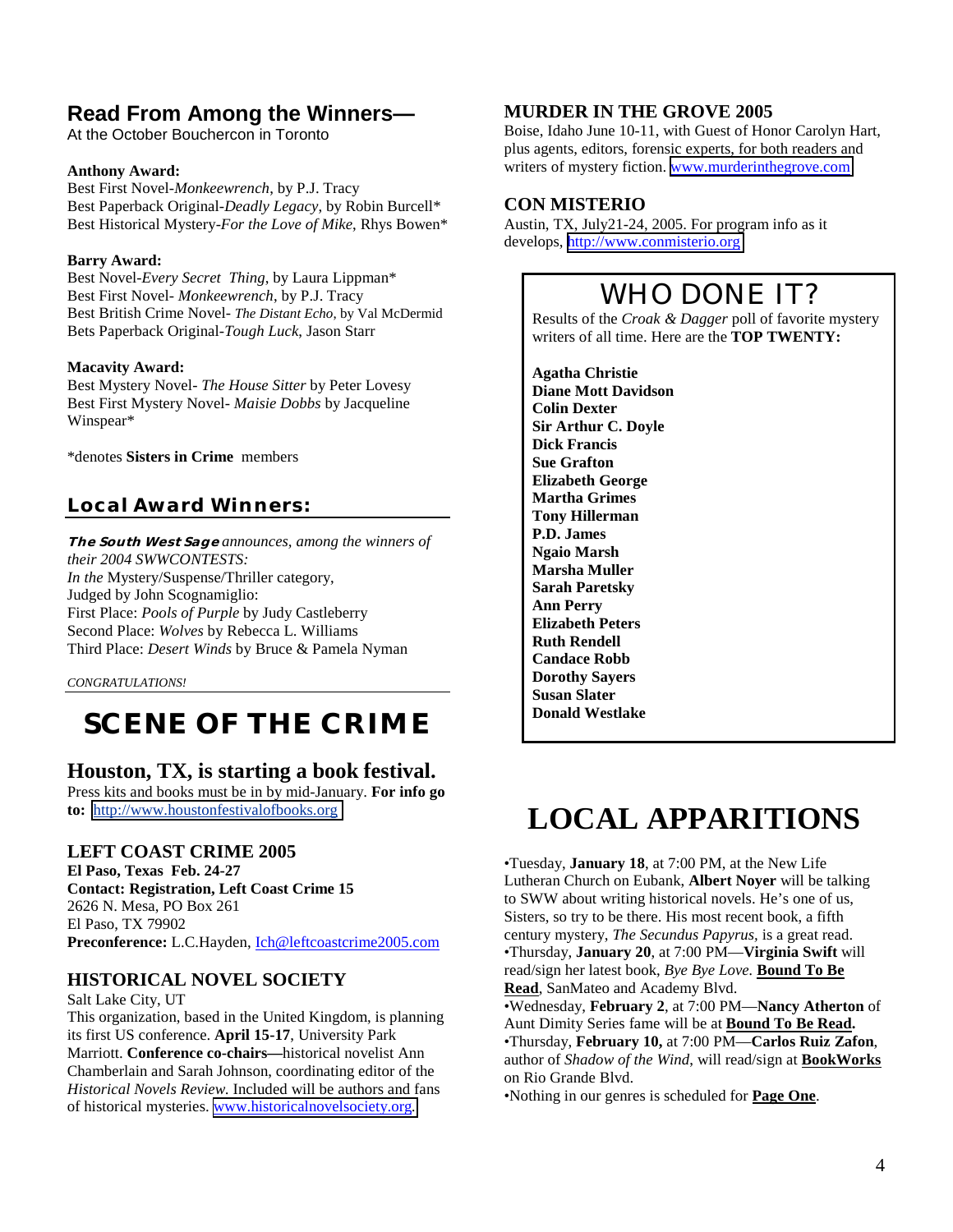## Read From Among the Winners—

At the October Bouchercon in Toronto

**Anthony Award:**
Best First Novel-*Monkeewrench*, by P.J. Tracy
Best Paperback Original-*Deadly Legacy*, by Robin Burcell*
Best Historical Mystery-*For the Love of Mike*, Rhys Bowen*

**Barry Award:**
Best Novel-*Every Secret Thing*, by Laura Lippman*
Best First Novel- *Monkeewrench*, by P.J. Tracy
Best British Crime Novel- *The Distant Echo*, by Val McDermid
Bets Paperback Original-*Tough Luck*, Jason Starr

**Macavity Award:**
Best Mystery Novel- *The House Sitter* by Peter Lovesy
Best First Mystery Novel- *Maisie Dobbs* by Jacqueline Winspear*

*denotes **Sisters in Crime** members

## Local Award Winners:

***The South West Sage*** *announces, among the winners of their 2004 SWWCONTESTS:*
*In the* Mystery/Suspense/Thriller category,
Judged by John Scognamiglio:
First Place: *Pools of Purple* by Judy Castleberry
Second Place: *Wolves* by Rebecca L. Williams
Third Place: *Desert Winds* by Bruce & Pamela Nyman

*CONGRATULATIONS!*

# SCENE OF THE CRIME

## Houston, TX, is starting a book festival.

Press kits and books must be in by mid-January. **For info go to:** http://www.houstonfestivalofbooks.org

### LEFT COAST CRIME 2005

**El Paso, Texas Feb. 24-27**
**Contact: Registration, Left Coast Crime 15**
2626 N. Mesa, PO Box 261
El Paso, TX 79902
**Preconference:** L.C.Hayden, lch@leftcoastcrime2005.com

### HISTORICAL NOVEL SOCIETY

Salt Lake City, UT
This organization, based in the United Kingdom, is planning its first US conference. **April 15-17**, University Park Marriott. **Conference co-chairs—**historical novelist Ann Chamberlain and Sarah Johnson, coordinating editor of the *Historical Novels Review.* Included will be authors and fans of historical mysteries. www.historicalnovelsociety.org.

### MURDER IN THE GROVE 2005

Boise, Idaho June 10-11, with Guest of Honor Carolyn Hart, plus agents, editors, forensic experts, for both readers and writers of mystery fiction. www.murderinthegrove.com

### CON MISTERIO

Austin, TX, July21-24, 2005. For program info as it develops, http://www.conmisterio.org

## WHO DONE IT?

Results of the *Croak & Dagger* poll of favorite mystery writers of all time. Here are the **TOP TWENTY:**

**Agatha Christie**
**Diane Mott Davidson**
**Colin Dexter**
**Sir Arthur C. Doyle**
**Dick Francis**
**Sue Grafton**
**Elizabeth George**
**Martha Grimes**
**Tony Hillerman**
**P.D. James**
**Ngaio Marsh**
**Marsha Muller**
**Sarah Paretsky**
**Ann Perry**
**Elizabeth Peters**
**Ruth Rendell**
**Candace Robb**
**Dorothy Sayers**
**Susan Slater**
**Donald Westlake**

# LOCAL APPARITIONS

•Tuesday, **January 18**, at 7:00 PM, at the New Life Lutheran Church on Eubank, **Albert Noyer** will be talking to SWW about writing historical novels. He's one of us, Sisters, so try to be there. His most recent book, a fifth century mystery, *The Secundus Papyrus*, is a great read.
•Thursday, **January 20**, at 7:00 PM—**Virginia Swift** will read/sign her latest book, *Bye Bye Love.* **Bound To Be Read**, SanMateo and Academy Blvd.
•Wednesday, **February 2**, at 7:00 PM—**Nancy Atherton** of Aunt Dimity Series fame will be at **Bound To Be Read.**
•Thursday, **February 10,** at 7:00 PM—**Carlos Ruiz Zafon**, author of *Shadow of the Wind*, will read/sign at **BookWorks** on Rio Grande Blvd.
•Nothing in our genres is scheduled for **Page One**.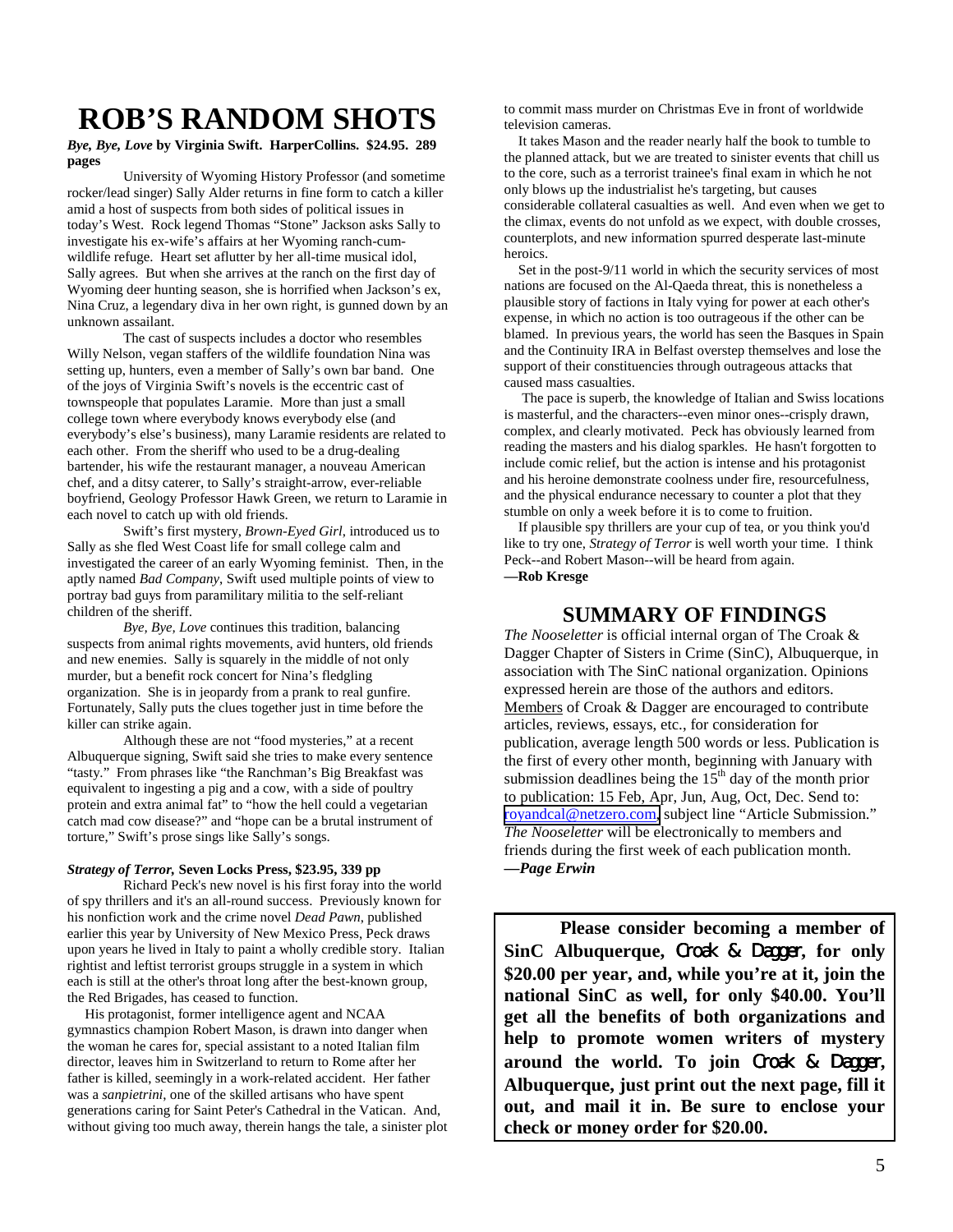# ROB'S RANDOM SHOTS

***Bye, Bye, Love* by Virginia Swift. HarperCollins. $24.95. 289 pages**

University of Wyoming History Professor (and sometime rocker/lead singer) Sally Alder returns in fine form to catch a killer amid a host of suspects from both sides of political issues in today's West. Rock legend Thomas "Stone" Jackson asks Sally to investigate his ex-wife's affairs at her Wyoming ranch-cum-wildlife refuge. Heart set aflutter by her all-time musical idol, Sally agrees. But when she arrives at the ranch on the first day of Wyoming deer hunting season, she is horrified when Jackson's ex, Nina Cruz, a legendary diva in her own right, is gunned down by an unknown assailant.

The cast of suspects includes a doctor who resembles Willy Nelson, vegan staffers of the wildlife foundation Nina was setting up, hunters, even a member of Sally's own bar band. One of the joys of Virginia Swift's novels is the eccentric cast of townspeople that populates Laramie. More than just a small college town where everybody knows everybody else (and everybody's else's business), many Laramie residents are related to each other. From the sheriff who used to be a drug-dealing bartender, his wife the restaurant manager, a nouveau American chef, and a ditsy caterer, to Sally's straight-arrow, ever-reliable boyfriend, Geology Professor Hawk Green, we return to Laramie in each novel to catch up with old friends.

Swift's first mystery, *Brown-Eyed Girl*, introduced us to Sally as she fled West Coast life for small college calm and investigated the career of an early Wyoming feminist. Then, in the aptly named *Bad Company*, Swift used multiple points of view to portray bad guys from paramilitary militia to the self-reliant children of the sheriff.

*Bye, Bye, Love* continues this tradition, balancing suspects from animal rights movements, avid hunters, old friends and new enemies. Sally is squarely in the middle of not only murder, but a benefit rock concert for Nina's fledgling organization. She is in jeopardy from a prank to real gunfire. Fortunately, Sally puts the clues together just in time before the killer can strike again.

Although these are not "food mysteries," at a recent Albuquerque signing, Swift said she tries to make every sentence "tasty." From phrases like "the Ranchman's Big Breakfast was equivalent to ingesting a pig and a cow, with a side of poultry protein and extra animal fat" to "how the hell could a vegetarian catch mad cow disease?" and "hope can be a brutal instrument of torture," Swift's prose sings like Sally's songs.

***Strategy of Terror,* Seven Locks Press, $23.95, 339 pp**

Richard Peck's new novel is his first foray into the world of spy thrillers and it's an all-round success. Previously known for his nonfiction work and the crime novel *Dead Pawn*, published earlier this year by University of New Mexico Press, Peck draws upon years he lived in Italy to paint a wholly credible story. Italian rightist and leftist terrorist groups struggle in a system in which each is still at the other's throat long after the best-known group, the Red Brigades, has ceased to function.

His protagonist, former intelligence agent and NCAA gymnastics champion Robert Mason, is drawn into danger when the woman he cares for, special assistant to a noted Italian film director, leaves him in Switzerland to return to Rome after her father is killed, seemingly in a work-related accident. Her father was a *sanpietrini*, one of the skilled artisans who have spent generations caring for Saint Peter's Cathedral in the Vatican. And, without giving too much away, therein hangs the tale, a sinister plot to commit mass murder on Christmas Eve in front of worldwide television cameras.

It takes Mason and the reader nearly half the book to tumble to the planned attack, but we are treated to sinister events that chill us to the core, such as a terrorist trainee's final exam in which he not only blows up the industrialist he's targeting, but causes considerable collateral casualties as well. And even when we get to the climax, events do not unfold as we expect, with double crosses, counterplots, and new information spurred desperate last-minute heroics.

Set in the post-9/11 world in which the security services of most nations are focused on the Al-Qaeda threat, this is nonetheless a plausible story of factions in Italy vying for power at each other's expense, in which no action is too outrageous if the other can be blamed. In previous years, the world has seen the Basques in Spain and the Continuity IRA in Belfast overstep themselves and lose the support of their constituencies through outrageous attacks that caused mass casualties.

The pace is superb, the knowledge of Italian and Swiss locations is masterful, and the characters--even minor ones--crisply drawn, complex, and clearly motivated. Peck has obviously learned from reading the masters and his dialog sparkles. He hasn't forgotten to include comic relief, but the action is intense and his protagonist and his heroine demonstrate coolness under fire, resourcefulness, and the physical endurance necessary to counter a plot that they stumble on only a week before it is to come to fruition.

If plausible spy thrillers are your cup of tea, or you think you'd like to try one, *Strategy of Terror* is well worth your time. I think Peck--and Robert Mason--will be heard from again.

**—Rob Kresge**

## SUMMARY OF FINDINGS

*The Nooseletter* is official internal organ of The Croak & Dagger Chapter of Sisters in Crime (SinC), Albuquerque, in association with The SinC national organization. Opinions expressed herein are those of the authors and editors. Members of Croak & Dagger are encouraged to contribute articles, reviews, essays, etc., for consideration for publication, average length 500 words or less. Publication is the first of every other month, beginning with January with submission deadlines being the 15th day of the month prior to publication: 15 Feb, Apr, Jun, Aug, Oct, Dec. Send to: royandcal@netzero.com, subject line "Article Submission." *The Nooseletter* will be electronically to members and friends during the first week of each publication month.

***—Page Erwin***

**Please consider becoming a member of SinC Albuquerque, Croak & Dagger, for only $20.00 per year, and, while you're at it, join the national SinC as well, for only $40.00. You'll get all the benefits of both organizations and help to promote women writers of mystery around the world. To join Croak & Dagger, Albuquerque, just print out the next page, fill it out, and mail it in. Be sure to enclose your check or money order for $20.00.**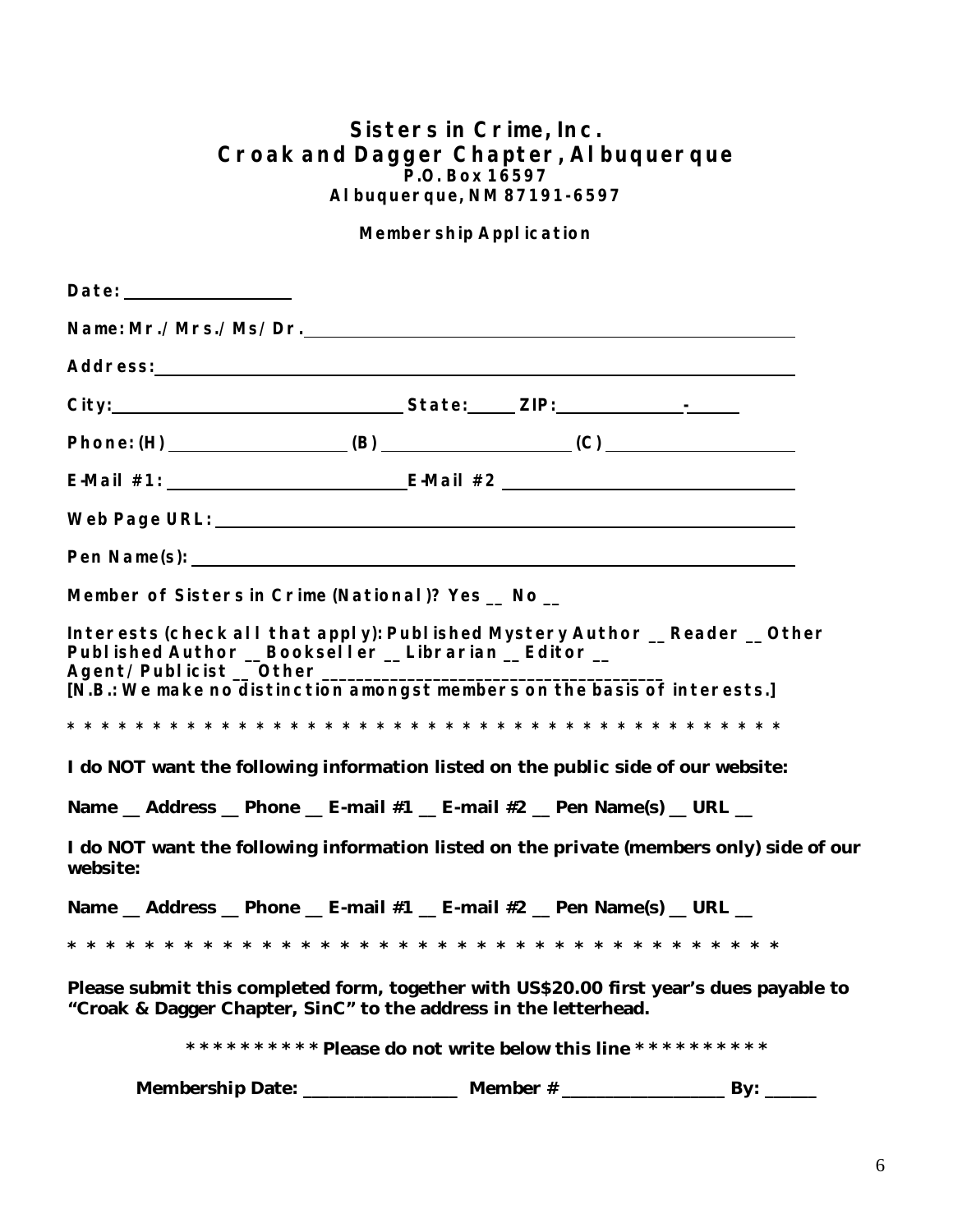# Sisters in Crime, Inc.
## Croak and Dagger Chapter, Albuquerque

**P.O. Box 16597**
**Albuquerque, NM 87191-6597**

**Membership Application**

**Date:** ____________________

**Name: Mr./Mrs./Ms/Dr.** ____________________________________________________________

**Address:** ____________________________________________________________

**City:** ________________________________ **State:** _____ **ZIP:** ______________-______

**Phone: (H)** ____________________ **(B)** ______________________ **(C)** ______________________

**E-Mail #1:** __________________________ **E-Mail #2** ________________________________

**Web Page URL:** ____________________________________________________________

**Pen Name(s):** ____________________________________________________________

**Member of Sisters in Crime (National)? Yes __ No __**

**Interests (check all that apply): Published Mystery Author __ Reader __ Other Published Author __ Bookseller __ Librarian __ Editor __ Agent/Publicist __ Other ____________________________________**
**[N.B.: We make no distinction amongst members on the basis of interests.]**

**\* \* \* \* \* \* \* \* \* \* \* \* \* \* \* \* \* \* \* \* \* \* \* \* \* \* \* \* \* \* \* \* \* \* \* \* \* \* \* \* \***

**I do NOT want the following information listed on the public side of our website:**

**Name __ Address __ Phone __ E-mail #1 __ E-mail #2 __ Pen Name(s) __ URL __**

**I do NOT want the following information listed on the private (members only) side of our website:**

**Name __ Address __ Phone __ E-mail #1 __ E-mail #2 __ Pen Name(s) __ URL __**

**\* \* \* \* \* \* \* \* \* \* \* \* \* \* \* \* \* \* \* \* \* \* \* \* \* \* \* \* \* \* \* \* \* \* \* \* \* \* \* \* \***

**Please submit this completed form, together with US$20.00 first year's dues payable to "Croak & Dagger Chapter, SinC" to the address in the letterhead.**

**\*\*\*\*\*\*\*\*\*\* Please do not write below this line \*\*\*\*\*\*\*\*\*\***

**Membership Date:** _________________ **Member #** __________________ **By:** ______